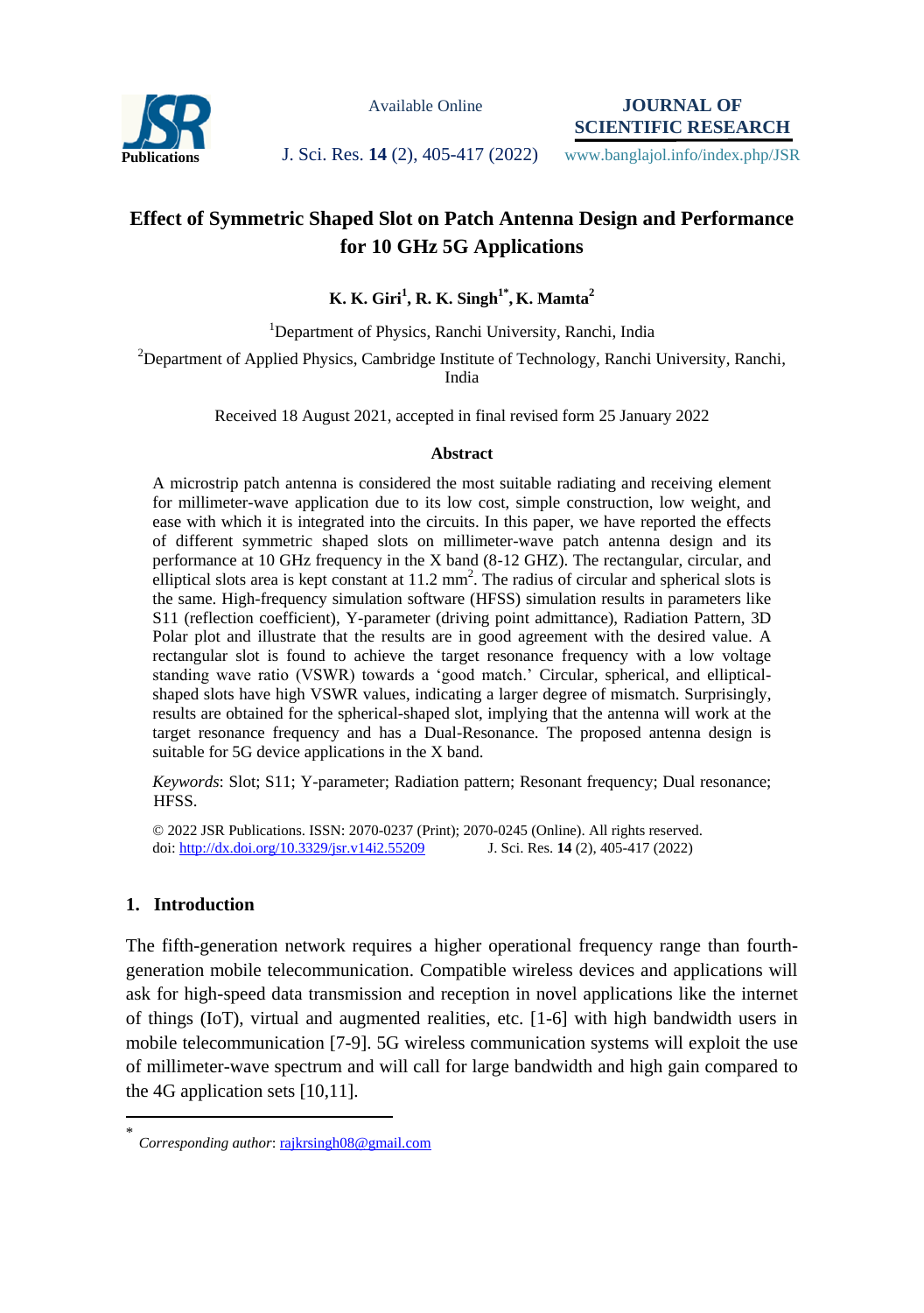# Effect of Symmetric Shaped Slot on Patch Antenna Design and Performance for 10 GHz 5G Applications

**K. K. Giri[1], R. K. Singh[1*], K. Mamta[2]**

[1]Department of Physics, Ranchi University, Ranchi, India

[2]Department of Applied Physics, Cambridge Institute of Technology, Ranchi University, Ranchi, India

Received 18 August 2021, accepted in final revised form 25 January 2022

### Abstract

A microstrip patch antenna is considered the most suitable radiating and receiving element for millimeter-wave application due to its low cost, simple construction, low weight, and ease with which it is integrated into the circuits. In this paper, we have reported the effects of different symmetric shaped slots on millimeter-wave patch antenna design and its performance at 10 GHz frequency in the X band (8-12 GHZ). The rectangular, circular, and elliptical slots area is kept constant at 11.2 mm$^2$. The radius of circular and spherical slots is the same. High-frequency simulation software (HFSS) simulation results in parameters like S11 (reflection coefficient), Y-parameter (driving point admittance), Radiation Pattern, 3D Polar plot and illustrate that the results are in good agreement with the desired value. A rectangular slot is found to achieve the target resonance frequency with a low voltage standing wave ratio (VSWR) towards a 'good match.' Circular, spherical, and elliptical-shaped slots have high VSWR values, indicating a larger degree of mismatch. Surprisingly, results are obtained for the spherical-shaped slot, implying that the antenna will work at the target resonance frequency and has a Dual-Resonance. The proposed antenna design is suitable for 5G device applications in the X band.

*Keywords*: Slot; S11; Y-parameter; Radiation pattern; Resonant frequency; Dual resonance; HFSS.

© 2022 JSR Publications. ISSN: 2070-0237 (Print); 2070-0245 (Online). All rights reserved.
doi: http://dx.doi.org/10.3329/jsr.v14i2.55209 J. Sci. Res. **14** (2), 405-417 (2022)

## 1. Introduction

The fifth-generation network requires a higher operational frequency range than fourth-generation mobile telecommunication. Compatible wireless devices and applications will ask for high-speed data transmission and reception in novel applications like the internet of things (IoT), virtual and augmented realities, etc. [1-6] with high bandwidth users in mobile telecommunication [7-9]. 5G wireless communication systems will exploit the use of millimeter-wave spectrum and will call for large bandwidth and high gain compared to the 4G application sets [10,11].

[*] *Corresponding author*: rajkrsingh08@gmail.com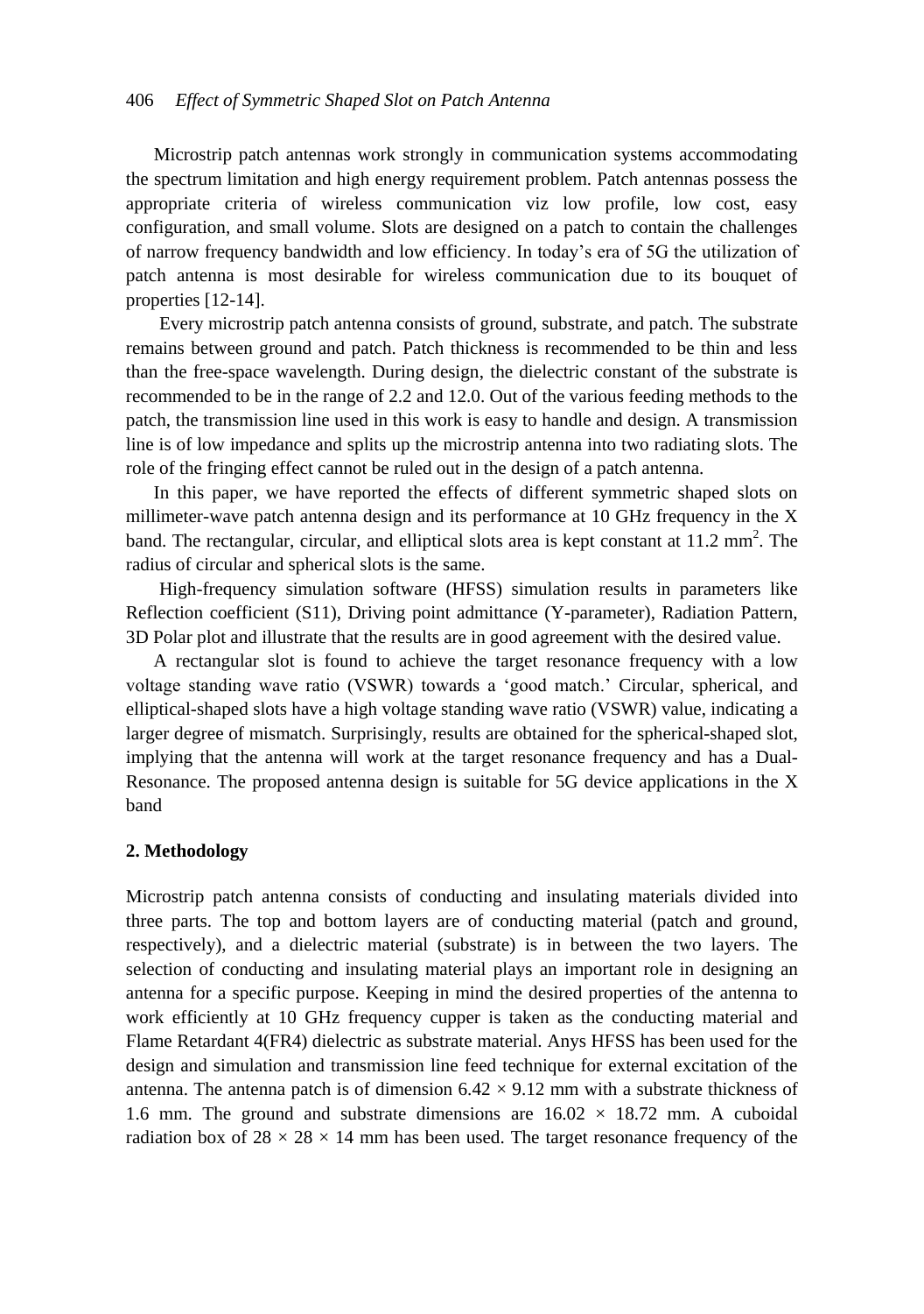Microstrip patch antennas work strongly in communication systems accommodating the spectrum limitation and high energy requirement problem. Patch antennas possess the appropriate criteria of wireless communication viz low profile, low cost, easy configuration, and small volume. Slots are designed on a patch to contain the challenges of narrow frequency bandwidth and low efficiency. In today's era of 5G the utilization of patch antenna is most desirable for wireless communication due to its bouquet of properties [12-14].

Every microstrip patch antenna consists of ground, substrate, and patch. The substrate remains between ground and patch. Patch thickness is recommended to be thin and less than the free-space wavelength. During design, the dielectric constant of the substrate is recommended to be in the range of 2.2 and 12.0. Out of the various feeding methods to the patch, the transmission line used in this work is easy to handle and design. A transmission line is of low impedance and splits up the microstrip antenna into two radiating slots. The role of the fringing effect cannot be ruled out in the design of a patch antenna.

In this paper, we have reported the effects of different symmetric shaped slots on millimeter-wave patch antenna design and its performance at 10 GHz frequency in the X band. The rectangular, circular, and elliptical slots area is kept constant at 11.2 $mm^2$. The radius of circular and spherical slots is the same.

High-frequency simulation software (HFSS) simulation results in parameters like Reflection coefficient (S11), Driving point admittance (Y-parameter), Radiation Pattern, 3D Polar plot and illustrate that the results are in good agreement with the desired value.

A rectangular slot is found to achieve the target resonance frequency with a low voltage standing wave ratio (VSWR) towards a 'good match.' Circular, spherical, and elliptical-shaped slots have a high voltage standing wave ratio (VSWR) value, indicating a larger degree of mismatch. Surprisingly, results are obtained for the spherical-shaped slot, implying that the antenna will work at the target resonance frequency and has a Dual-Resonance. The proposed antenna design is suitable for 5G device applications in the X band

## 2. Methodology

Microstrip patch antenna consists of conducting and insulating materials divided into three parts. The top and bottom layers are of conducting material (patch and ground, respectively), and a dielectric material (substrate) is in between the two layers. The selection of conducting and insulating material plays an important role in designing an antenna for a specific purpose. Keeping in mind the desired properties of the antenna to work efficiently at 10 GHz frequency cupper is taken as the conducting material and Flame Retardant 4(FR4) dielectric as substrate material. Anys HFSS has been used for the design and simulation and transmission line feed technique for external excitation of the antenna. The antenna patch is of dimension $6.42 \times 9.12$ mm with a substrate thickness of 1.6 mm. The ground and substrate dimensions are $16.02 \times 18.72$ mm. A cuboidal radiation box of $28 \times 28 \times 14$ mm has been used. The target resonance frequency of the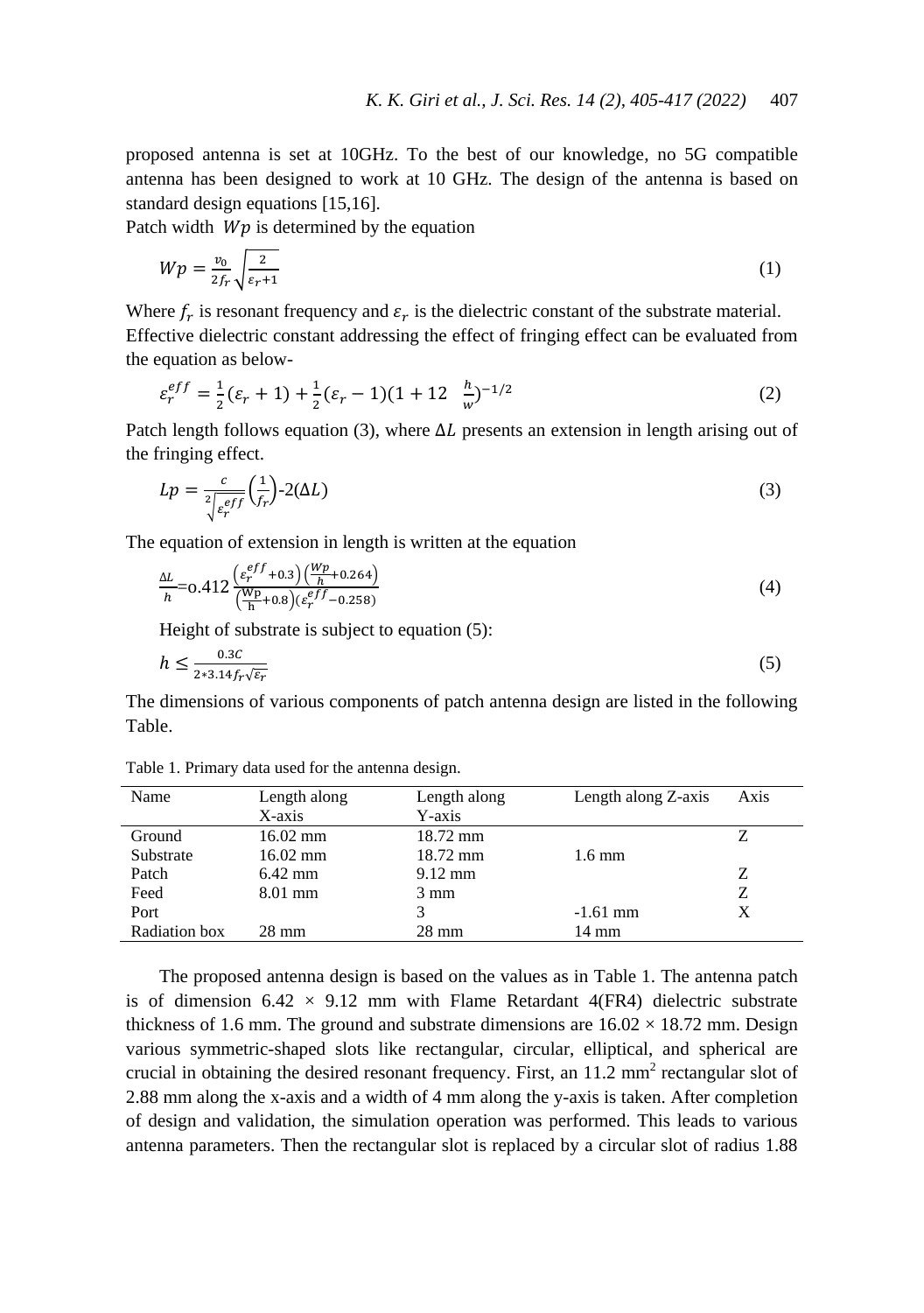proposed antenna is set at 10GHz. To the best of our knowledge, no 5G compatible antenna has been designed to work at 10 GHz. The design of the antenna is based on standard design equations [15,16].

Patch width $Wp$ is determined by the equation

$$Wp = \frac{v_0}{2f_r}\sqrt{\frac{2}{\varepsilon_r+1}} \tag{1}$$

Where $f_r$ is resonant frequency and $\varepsilon_r$ is the dielectric constant of the substrate material.

Effective dielectric constant addressing the effect of fringing effect can be evaluated from the equation as below-

$$\varepsilon_r^{eff} = \frac{1}{2}(\varepsilon_r + 1) + \frac{1}{2}(\varepsilon_r - 1)(1 + 12 \quad \frac{h}{w})^{-1/2} \tag{2}$$

Patch length follows equation (3), where $\Delta L$ presents an extension in length arising out of the fringing effect.

$$Lp = \frac{c}{2\sqrt{\varepsilon_r^{eff}}}\left(\frac{1}{f_r}\right)\text{-}2(\Delta L) \tag{3}$$

The equation of extension in length is written at the equation

$$\frac{\Delta L}{h}\text{=o.}412\,\frac{\left(\varepsilon_r^{eff}+0.3\right)\left(\frac{Wp}{h}+0.264\right)}{\left(\frac{\text{Wp}}{\text{h}}+0.8\right)(\varepsilon_r^{eff}-0.258)} \tag{4}$$

Height of substrate is subject to equation (5):

$$h \leq \frac{0.3C}{2*3.14f_r\sqrt{\varepsilon_r}} \tag{5}$$

The dimensions of various components of patch antenna design are listed in the following Table.

Table 1. Primary data used for the antenna design.

| Name | Length along X-axis | Length along Y-axis | Length along Z-axis | Axis |
|---|---|---|---|---|
| Ground | 16.02 mm | 18.72 mm | | Z |
| Substrate | 16.02 mm | 18.72 mm | 1.6 mm | |
| Patch | 6.42 mm | 9.12 mm | | Z |
| Feed | 8.01 mm | 3 mm | | Z |
| Port | | 3 | -1.61 mm | X |
| Radiation box | 28 mm | 28 mm | 14 mm | |

The proposed antenna design is based on the values as in Table 1. The antenna patch is of dimension 6.42 × 9.12 mm with Flame Retardant 4(FR4) dielectric substrate thickness of 1.6 mm. The ground and substrate dimensions are 16.02 × 18.72 mm. Design various symmetric-shaped slots like rectangular, circular, elliptical, and spherical are crucial in obtaining the desired resonant frequency. First, an 11.2 mm$^2$ rectangular slot of 2.88 mm along the x-axis and a width of 4 mm along the y-axis is taken. After completion of design and validation, the simulation operation was performed. This leads to various antenna parameters. Then the rectangular slot is replaced by a circular slot of radius 1.88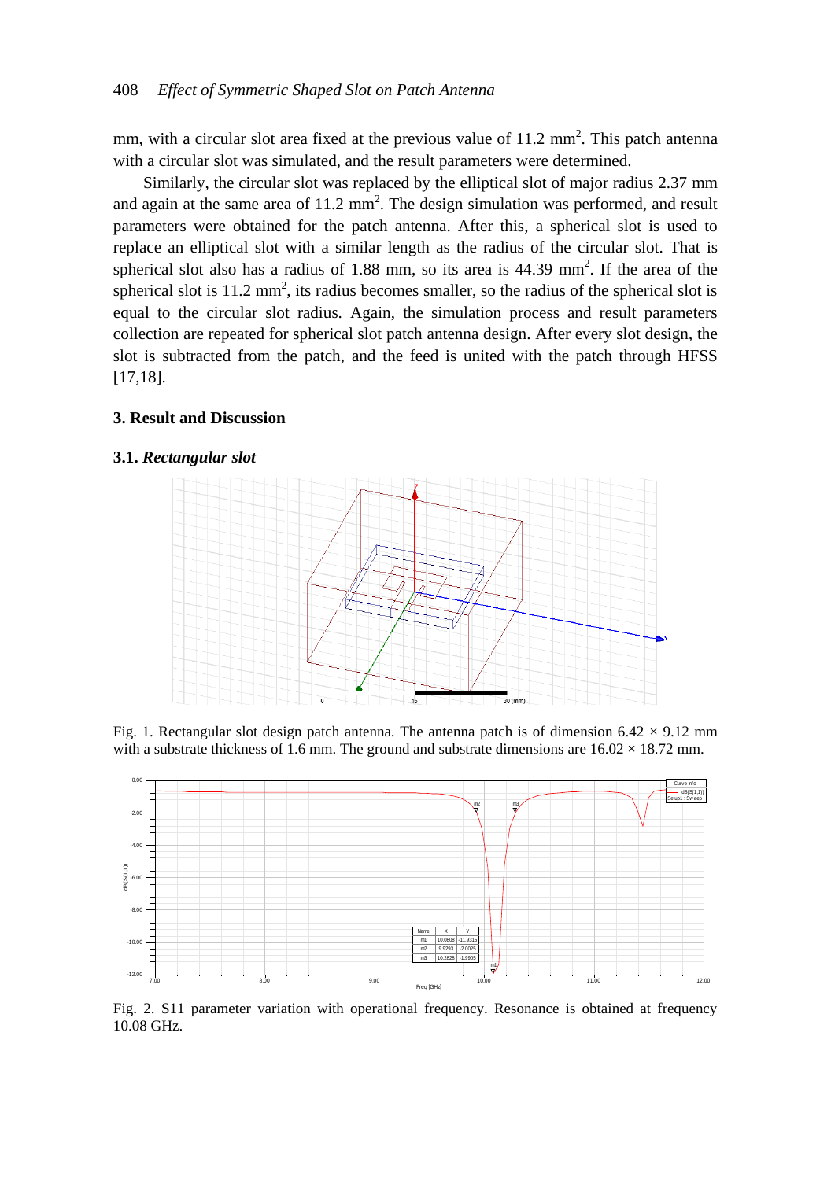mm, with a circular slot area fixed at the previous value of 11.2 $mm^2$. This patch antenna with a circular slot was simulated, and the result parameters were determined.

Similarly, the circular slot was replaced by the elliptical slot of major radius 2.37 mm and again at the same area of 11.2 $mm^2$. The design simulation was performed, and result parameters were obtained for the patch antenna. After this, a spherical slot is used to replace an elliptical slot with a similar length as the radius of the circular slot. That is spherical slot also has a radius of 1.88 mm, so its area is 44.39 $mm^2$. If the area of the spherical slot is 11.2 $mm^2$, its radius becomes smaller, so the radius of the spherical slot is equal to the circular slot radius. Again, the simulation process and result parameters collection are repeated for spherical slot patch antenna design. After every slot design, the slot is subtracted from the patch, and the feed is united with the patch through HFSS [17,18].

## 3. Result and Discussion

### 3.1. *Rectangular slot*

Fig. 1. Rectangular slot design patch antenna. The antenna patch is of dimension 6.42 × 9.12 mm with a substrate thickness of 1.6 mm. The ground and substrate dimensions are 16.02 × 18.72 mm.

Fig. 2. S11 parameter variation with operational frequency. Resonance is obtained at frequency 10.08 GHz.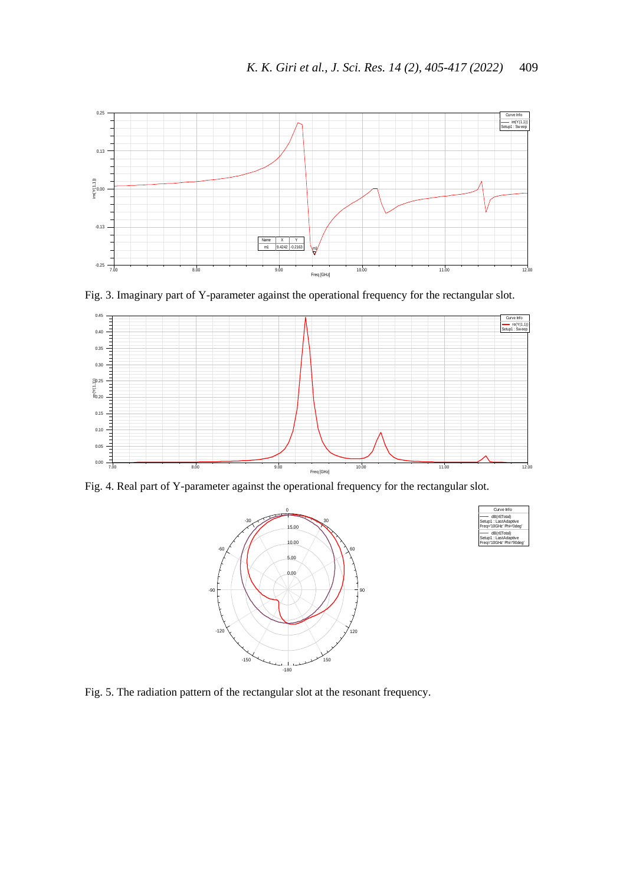Fig. 3. Imaginary part of Y-parameter against the operational frequency for the rectangular slot.

Fig. 4. Real part of Y-parameter against the operational frequency for the rectangular slot.

Fig. 5. The radiation pattern of the rectangular slot at the resonant frequency.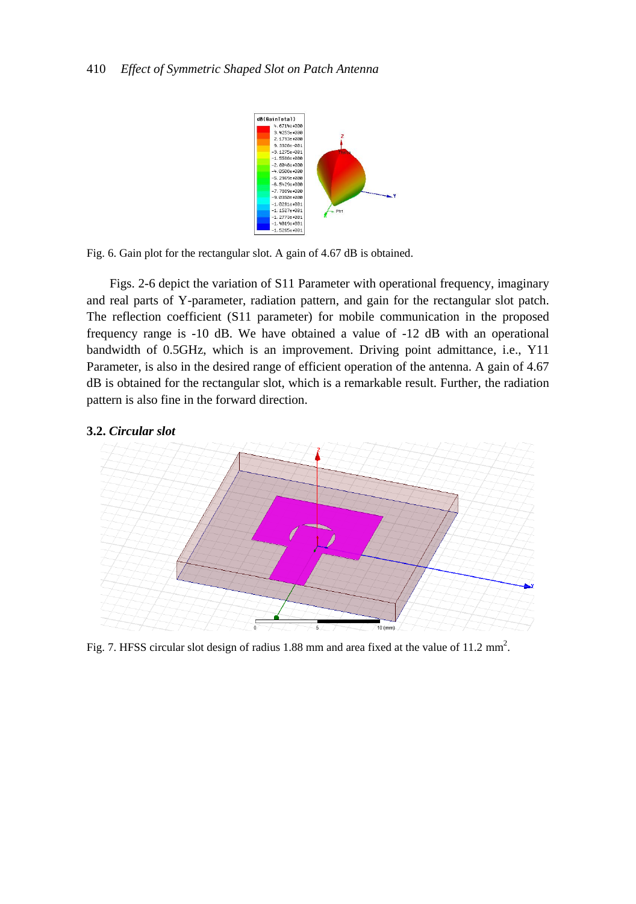Fig. 6. Gain plot for the rectangular slot. A gain of 4.67 dB is obtained.

Figs. 2-6 depict the variation of S11 Parameter with operational frequency, imaginary and real parts of Y-parameter, radiation pattern, and gain for the rectangular slot patch. The reflection coefficient (S11 parameter) for mobile communication in the proposed frequency range is -10 dB. We have obtained a value of -12 dB with an operational bandwidth of 0.5GHz, which is an improvement. Driving point admittance, i.e., Y11 Parameter, is also in the desired range of efficient operation of the antenna. A gain of 4.67 dB is obtained for the rectangular slot, which is a remarkable result. Further, the radiation pattern is also fine in the forward direction.

### 3.2. *Circular slot*

Fig. 7. HFSS circular slot design of radius 1.88 mm and area fixed at the value of 11.2 $mm^2$.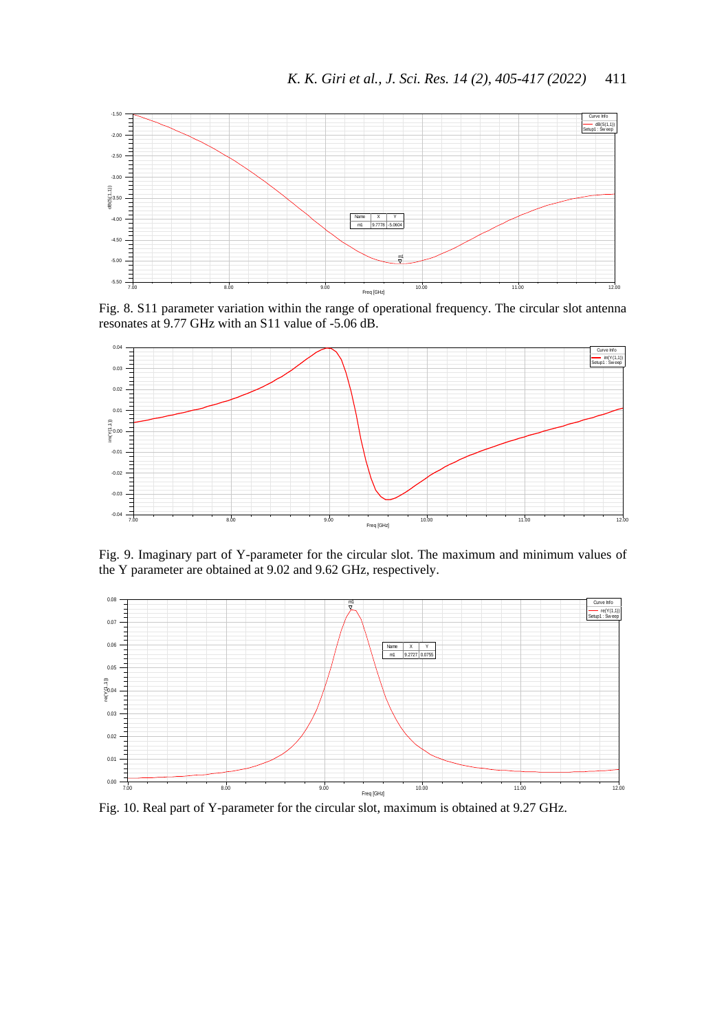Fig. 8. S11 parameter variation within the range of operational frequency. The circular slot antenna resonates at 9.77 GHz with an S11 value of -5.06 dB.

Fig. 9. Imaginary part of Y-parameter for the circular slot. The maximum and minimum values of the Y parameter are obtained at 9.02 and 9.62 GHz, respectively.

Fig. 10. Real part of Y-parameter for the circular slot, maximum is obtained at 9.27 GHz.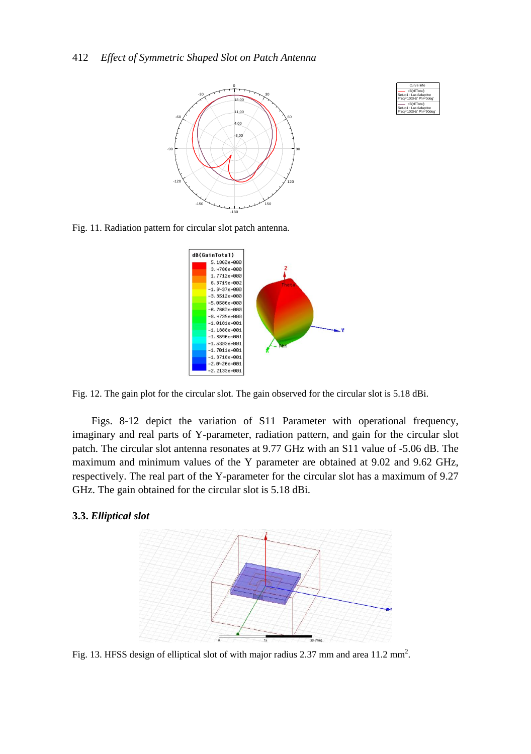Fig. 11. Radiation pattern for circular slot patch antenna.

Fig. 12. The gain plot for the circular slot. The gain observed for the circular slot is 5.18 dBi.

Figs. 8-12 depict the variation of S11 Parameter with operational frequency, imaginary and real parts of Y-parameter, radiation pattern, and gain for the circular slot patch. The circular slot antenna resonates at 9.77 GHz with an S11 value of -5.06 dB. The maximum and minimum values of the Y parameter are obtained at 9.02 and 9.62 GHz, respectively. The real part of the Y-parameter for the circular slot has a maximum of 9.27 GHz. The gain obtained for the circular slot is 5.18 dBi.

### 3.3. *Elliptical slot*

Fig. 13. HFSS design of elliptical slot of with major radius 2.37 mm and area 11.2 mm$^2$.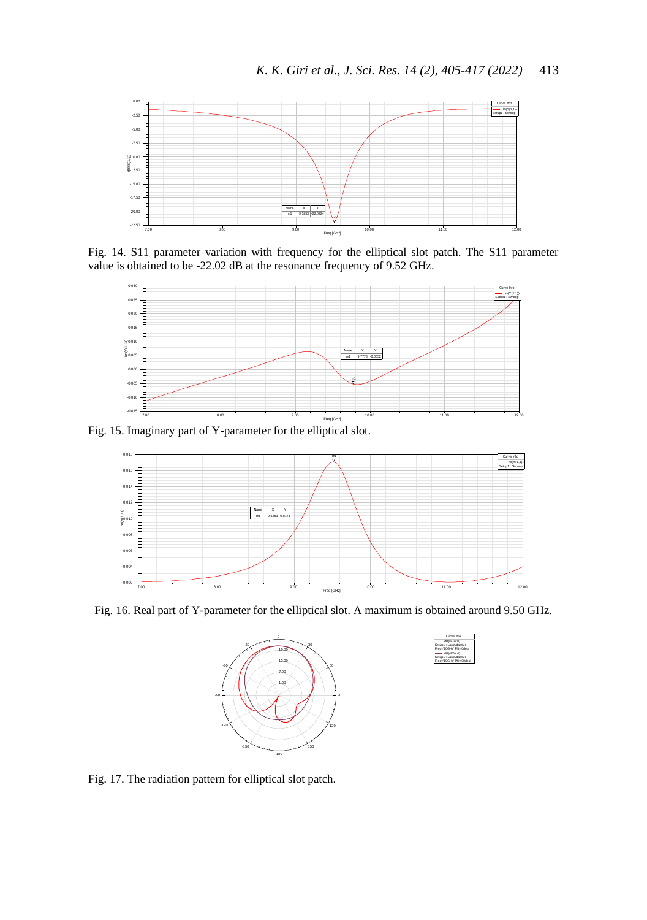Fig. 14. S11 parameter variation with frequency for the elliptical slot patch. The S11 parameter value is obtained to be -22.02 dB at the resonance frequency of 9.52 GHz.

Fig. 15. Imaginary part of Y-parameter for the elliptical slot.

Fig. 16. Real part of Y-parameter for the elliptical slot. A maximum is obtained around 9.50 GHz.

Fig. 17. The radiation pattern for elliptical slot patch.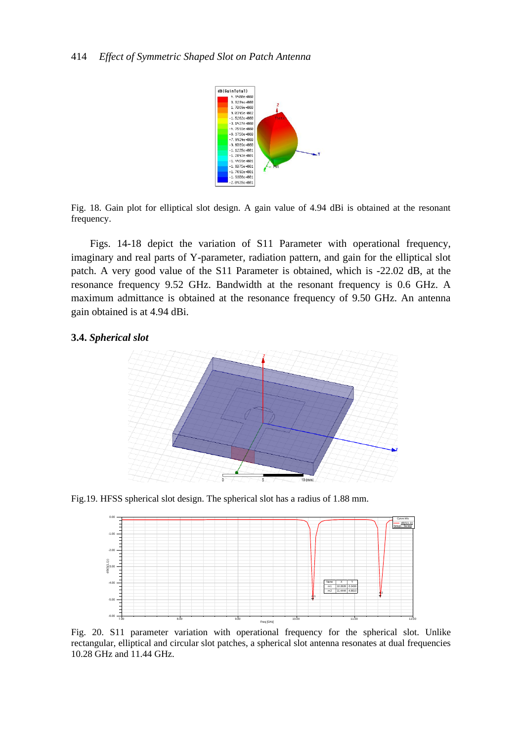Fig. 18. Gain plot for elliptical slot design. A gain value of 4.94 dBi is obtained at the resonant frequency.

Figs. 14-18 depict the variation of S11 Parameter with operational frequency, imaginary and real parts of Y-parameter, radiation pattern, and gain for the elliptical slot patch. A very good value of the S11 Parameter is obtained, which is -22.02 dB, at the resonance frequency 9.52 GHz. Bandwidth at the resonant frequency is 0.6 GHz. A maximum admittance is obtained at the resonance frequency of 9.50 GHz. An antenna gain obtained is at 4.94 dBi.

### 3.4. *Spherical slot*

Fig.19. HFSS spherical slot design. The spherical slot has a radius of 1.88 mm.

Fig. 20. S11 parameter variation with operational frequency for the spherical slot. Unlike rectangular, elliptical and circular slot patches, a spherical slot antenna resonates at dual frequencies 10.28 GHz and 11.44 GHz.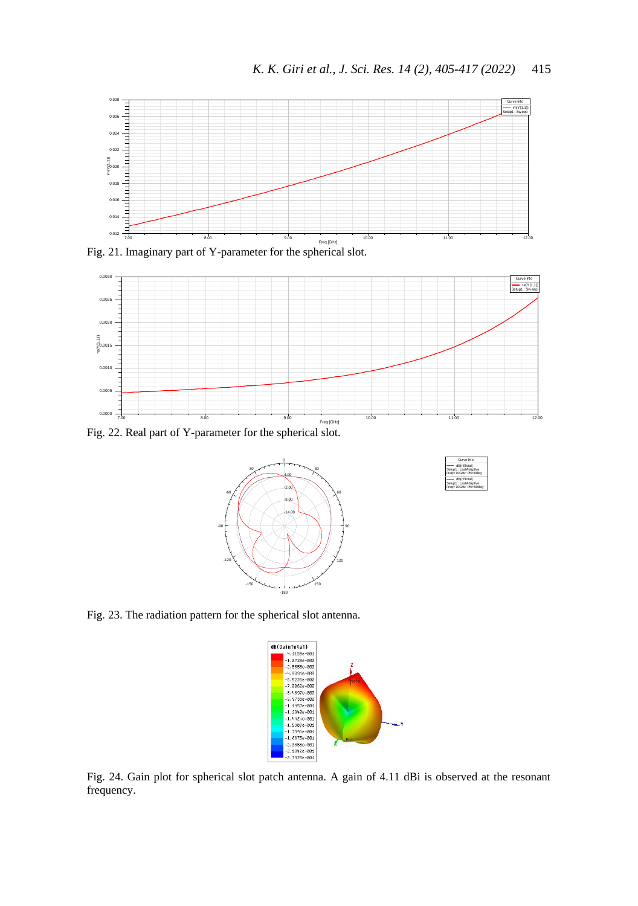Fig. 21. Imaginary part of Y-parameter for the spherical slot.

Fig. 22. Real part of Y-parameter for the spherical slot.

Fig. 23. The radiation pattern for the spherical slot antenna.

Fig. 24. Gain plot for spherical slot patch antenna. A gain of 4.11 dBi is observed at the resonant frequency.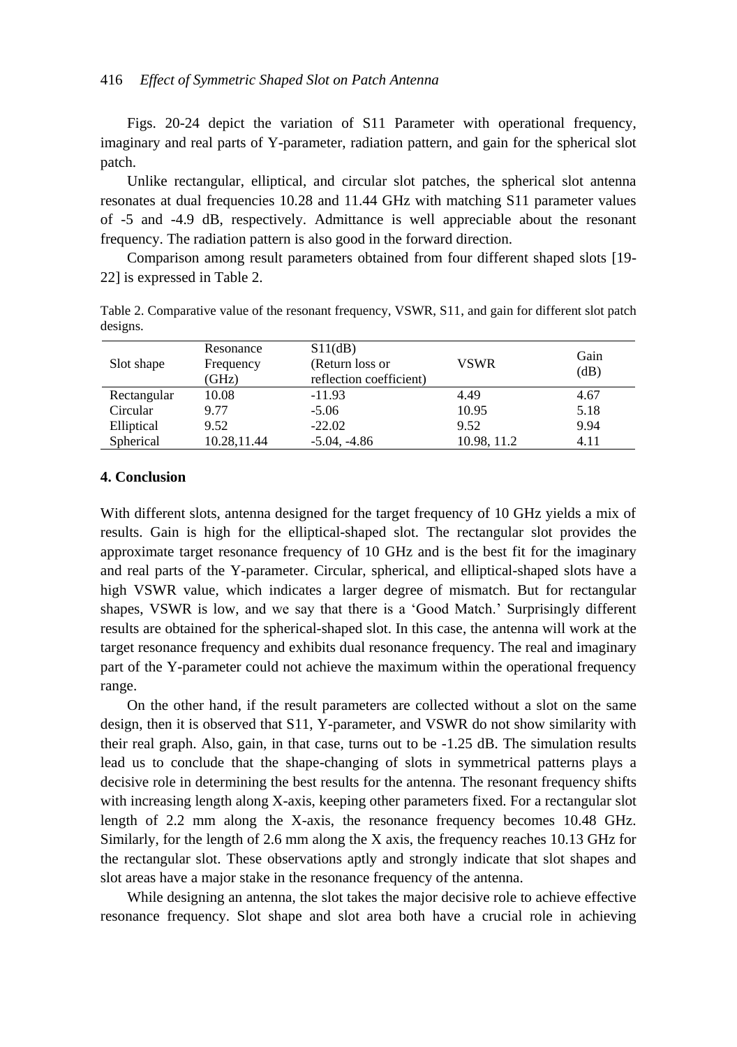Figs. 20-24 depict the variation of S11 Parameter with operational frequency, imaginary and real parts of Y-parameter, radiation pattern, and gain for the spherical slot patch.

Unlike rectangular, elliptical, and circular slot patches, the spherical slot antenna resonates at dual frequencies 10.28 and 11.44 GHz with matching S11 parameter values of -5 and -4.9 dB, respectively. Admittance is well appreciable about the resonant frequency. The radiation pattern is also good in the forward direction.

Comparison among result parameters obtained from four different shaped slots [19-22] is expressed in Table 2.

Table 2. Comparative value of the resonant frequency, VSWR, S11, and gain for different slot patch designs.

| Slot shape | Resonance Frequency (GHz) | S11(dB) (Return loss or reflection coefficient) | VSWR | Gain (dB) |
|---|---|---|---|---|
| Rectangular | 10.08 | -11.93 | 4.49 | 4.67 |
| Circular | 9.77 | -5.06 | 10.95 | 5.18 |
| Elliptical | 9.52 | -22.02 | 9.52 | 9.94 |
| Spherical | 10.28,11.44 | -5.04, -4.86 | 10.98, 11.2 | 4.11 |

## 4. Conclusion

With different slots, antenna designed for the target frequency of 10 GHz yields a mix of results. Gain is high for the elliptical-shaped slot. The rectangular slot provides the approximate target resonance frequency of 10 GHz and is the best fit for the imaginary and real parts of the Y-parameter. Circular, spherical, and elliptical-shaped slots have a high VSWR value, which indicates a larger degree of mismatch. But for rectangular shapes, VSWR is low, and we say that there is a 'Good Match.' Surprisingly different results are obtained for the spherical-shaped slot. In this case, the antenna will work at the target resonance frequency and exhibits dual resonance frequency. The real and imaginary part of the Y-parameter could not achieve the maximum within the operational frequency range.

On the other hand, if the result parameters are collected without a slot on the same design, then it is observed that S11, Y-parameter, and VSWR do not show similarity with their real graph. Also, gain, in that case, turns out to be -1.25 dB. The simulation results lead us to conclude that the shape-changing of slots in symmetrical patterns plays a decisive role in determining the best results for the antenna. The resonant frequency shifts with increasing length along X-axis, keeping other parameters fixed. For a rectangular slot length of 2.2 mm along the X-axis, the resonance frequency becomes 10.48 GHz. Similarly, for the length of 2.6 mm along the X axis, the frequency reaches 10.13 GHz for the rectangular slot. These observations aptly and strongly indicate that slot shapes and slot areas have a major stake in the resonance frequency of the antenna.

While designing an antenna, the slot takes the major decisive role to achieve effective resonance frequency. Slot shape and slot area both have a crucial role in achieving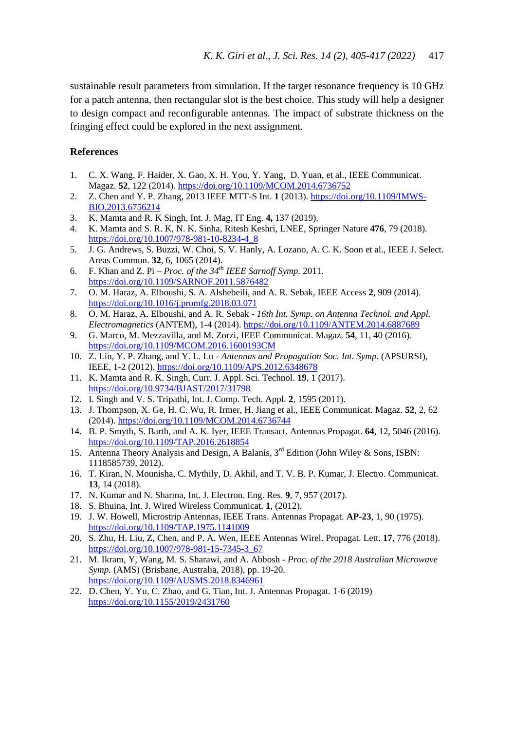sustainable result parameters from simulation. If the target resonance frequency is 10 GHz for a patch antenna, then rectangular slot is the best choice. This study will help a designer to design compact and reconfigurable antennas. The impact of substrate thickness on the fringing effect could be explored in the next assignment.

## References

1. C. X. Wang, F. Haider, X. Gao, X. H. You, Y. Yang, D. Yuan, et al., IEEE Communicat. Magaz. **52**, 122 (2014). https://doi.org/10.1109/MCOM.2014.6736752
2. Z. Chen and Y. P. Zhang, 2013 IEEE MTT-S Int. **1** (2013). https://doi.org/10.1109/IMWS-BIO.2013.6756214
3. K. Mamta and R. K Singh, Int. J. Mag, IT Eng. **4,** 137 (2019).
4. K. Mamta and S. R. K, N. K. Sinha, Ritesh Keshri, LNEE, Springer Nature **476**, 79 (2018). https://doi.org/10.1007/978-981-10-8234-4_8
5. J. G. Andrews, S. Buzzi, W. Choi, S. V. Hanly, A. Lozano, A. C. K. Soon et al., IEEE J. Select. Areas Commun. **32**, 6, 1065 (2014).
6. F. Khan and Z. Pi – *Proc. of the 34th IEEE Sarnoff Symp.* 2011. https://doi.org/10.1109/SARNOF.2011.5876482
7. O. M. Haraz, A. Elboushi, S. A. Alshebeili, and A. R. Sebak, IEEE Access **2**, 909 (2014). https://doi.org/10.1016/j.promfg.2018.03.071
8. O. M. Haraz, A. Elboushi, and A. R. Sebak - *16th Int. Symp. on Antenna Technol. and Appl. Electromagnetics* (ANTEM), 1-4 (2014). https://doi.org/10.1109/ANTEM.2014.6887689
9. G. Marco, M. Mezzavilla, and M. Zorzi, IEEE Communicat. Magaz. **54**, 11, 40 (2016). https://doi.org/10.1109/MCOM.2016.1600193CM
10. Z. Lin, Y. P. Zhang, and Y. L. Lu - *Antennas and Propagation Soc. Int. Symp.* (APSURSI), IEEE, 1-2 (2012). https://doi.org/10.1109/APS.2012.6348678
11. K. Mamta and R. K. Singh, Curr. J. Appl. Sci. Technol. **19**, 1 (2017). https://doi.org/10.9734/BJAST/2017/31798
12. I. Singh and V. S. Tripathi, Int. J. Comp. Tech. Appl. **2**, 1595 (2011).
13. J. Thompson, X. Ge, H. C. Wu, R. Irmer, H. Jiang et al., IEEE Communicat. Magaz. **52**, 2, 62 (2014). https://doi.org/10.1109/MCOM.2014.6736744
14. B. P. Smyth, S. Barth, and A. K. Iyer, IEEE Transact. Antennas Propagat. **64**, 12, 5046 (2016). https://doi.org/10.1109/TAP.2016.2618854
15. Antenna Theory Analysis and Design, A Balanis, 3rd Edition (John Wiley & Sons, ISBN: 1118585739, 2012).
16. T. Kiran, N. Mounisha, C. Mythily, D. Akhil, and T. V. B. P. Kumar, J. Electro. Communicat. **13**, 14 (2018).
17. N. Kumar and N. Sharma, Int. J. Electron. Eng. Res. **9**, 7, 957 (2017).
18. S. Bhuina, Int. J. Wired Wireless Communicat. **1**, (2012).
19. J. W. Howell, Microstrip Antennas, IEEE Trans. Antennas Propagat. **AP-23**, 1, 90 (1975). https://doi.org/10.1109/TAP.1975.1141009
20. S. Zhu, H. Liu, Z, Chen, and P. A. Wen, IEEE Antennas Wirel. Propagat. Lett. **17**, 776 (2018). https://doi.org/10.1007/978-981-15-7345-3_67
21. M. Ikram, Y, Wang, M. S. Sharawi, and A. Abbosh - *Proc. of the 2018 Australian Microwave Symp.* (AMS) (Brisbane, Australia, 2018), pp. 19-20. https://doi.org/10.1109/AUSMS.2018.8346961
22. D. Chen, Y. Yu, C. Zhao, and G. Tian, Int. J. Antennas Propagat. 1-6 (2019) https://doi.org/10.1155/2019/2431760